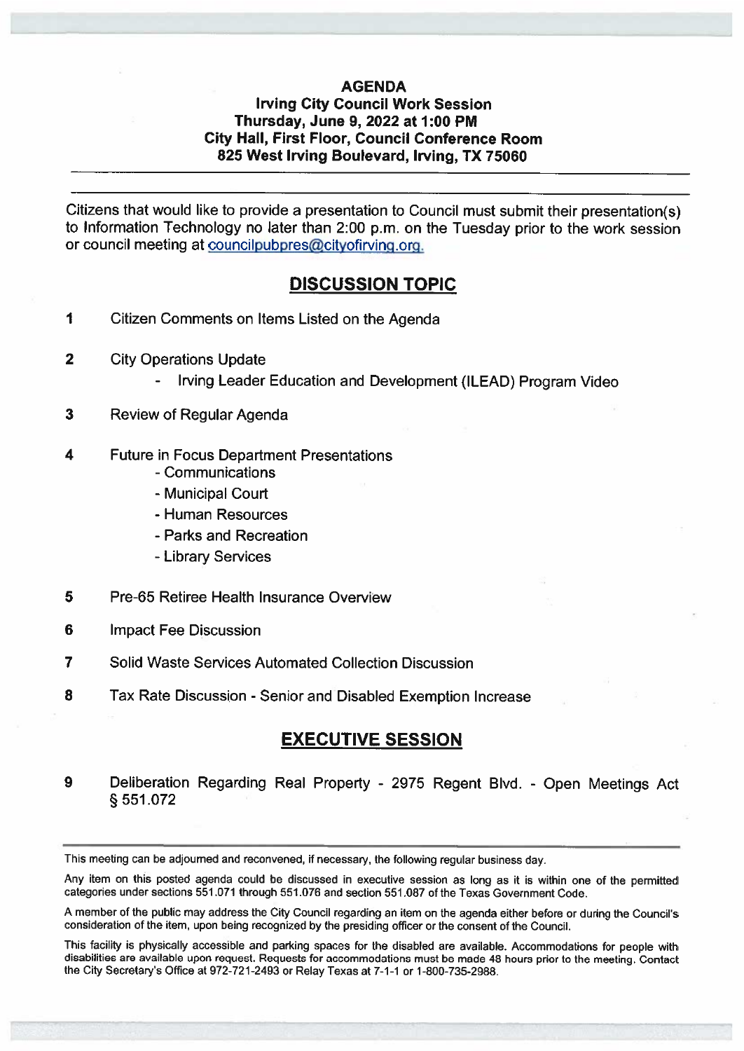**AGENDA**
**Irving City Council Work Session**
**Thursday, June 9, 2022 at 1:00 PM**
**City Hall, First Floor, Council Conference Room**
**825 West Irving Boulevard, Irving, TX 75060**

---

Citizens that would like to provide a presentation to Council must submit their presentation(s) to Information Technology no later than 2:00 p.m. on the Tuesday prior to the work session or council meeting at councilpubpres@cityofirving.org.

## DISCUSSION TOPIC

1 Citizen Comments on Items Listed on the Agenda

2 City Operations Update
  - Irving Leader Education and Development (ILEAD) Program Video

3 Review of Regular Agenda

4 Future in Focus Department Presentations
  - Communications
  - Municipal Court
  - Human Resources
  - Parks and Recreation
  - Library Services

5 Pre-65 Retiree Health Insurance Overview

6 Impact Fee Discussion

7 Solid Waste Services Automated Collection Discussion

8 Tax Rate Discussion - Senior and Disabled Exemption Increase

## EXECUTIVE SESSION

9 Deliberation Regarding Real Property - 2975 Regent Blvd. - Open Meetings Act § 551.072

---

This meeting can be adjourned and reconvened, if necessary, the following regular business day.

Any item on this posted agenda could be discussed in executive session as long as it is within one of the permitted categories under sections 551.071 through 551.076 and section 551.087 of the Texas Government Code.

A member of the public may address the City Council regarding an item on the agenda either before or during the Council's consideration of the item, upon being recognized by the presiding officer or the consent of the Council.

This facility is physically accessible and parking spaces for the disabled are available. Accommodations for people with disabilities are available upon request. Requests for accommodations must be made 48 hours prior to the meeting. Contact the City Secretary's Office at 972-721-2493 or Relay Texas at 7-1-1 or 1-800-735-2988.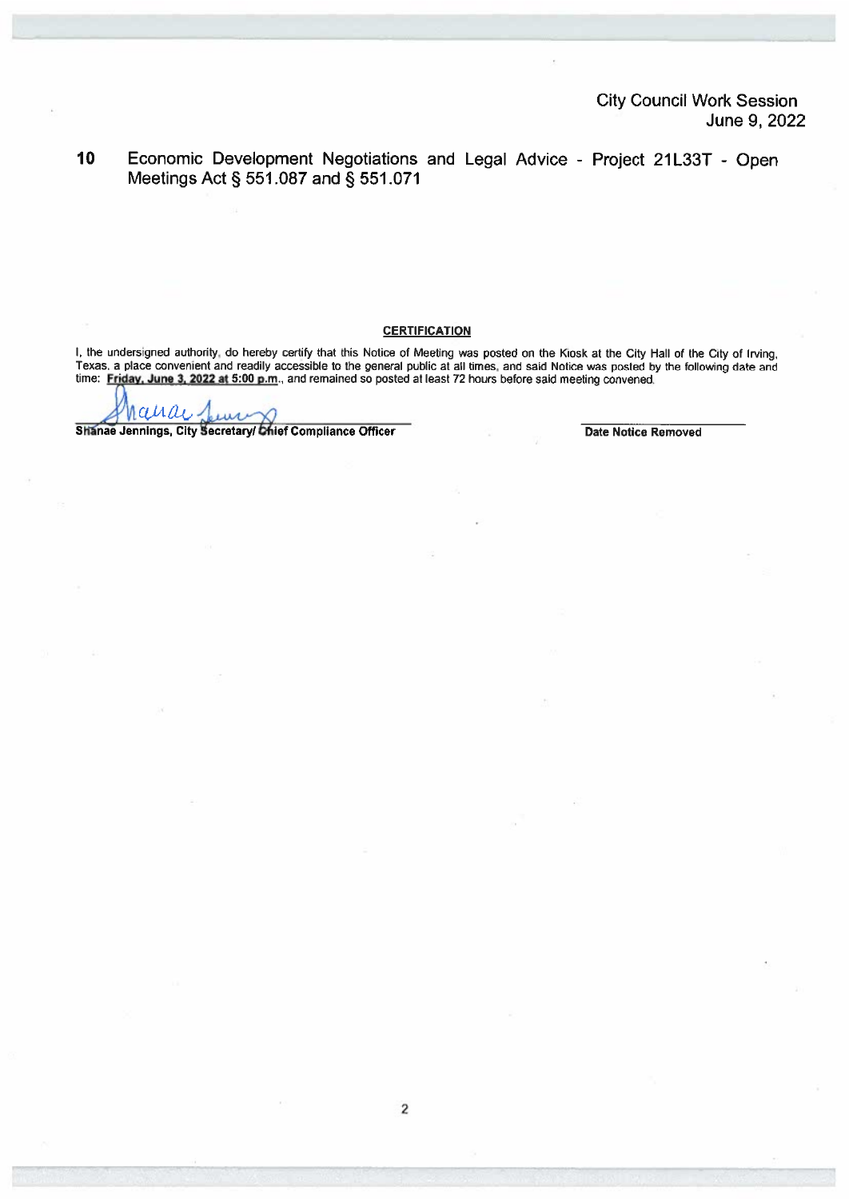City Council Work Session
June 9, 2022

**10** Economic Development Negotiations and Legal Advice - Project 21L33T - Open Meetings Act § 551.087 and § 551.071

**CERTIFICATION**

I, the undersigned authority, do hereby certify that this Notice of Meeting was posted on the Kiosk at the City Hall of the City of Irving, Texas, a place convenient and readily accessible to the general public at all times, and said Notice was posted by the following date and time: **Friday, June 3, 2022 at 5:00 p.m.**, and remained so posted at least 72 hours before said meeting convened.

**Shanae Jennings, City Secretary/ Chief Compliance Officer**

**Date Notice Removed**